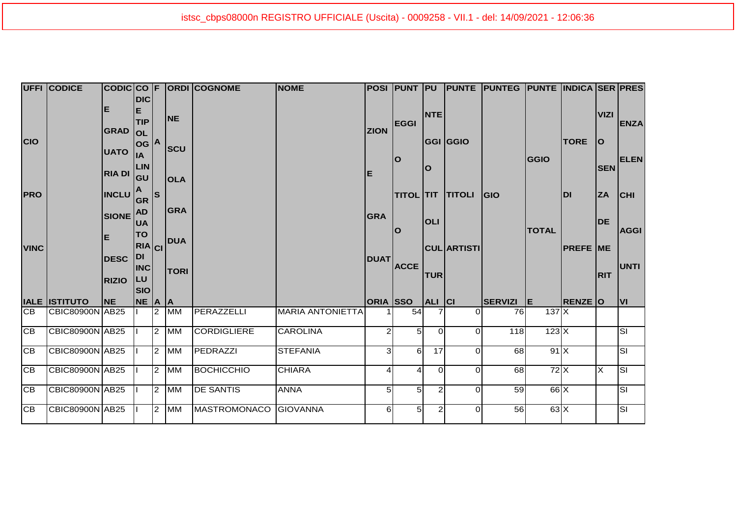istsc_cbps08000n REGISTRO UFFICIALE (Uscita) - 0009258 - VII.1 - del: 14/09/2021 - 12:06:36

| UFFICIO PROVINCIALE | CODICE ISTITUTO | CODICE GRADUATORIA DI INCLUSIONE E DESCRIZIONE | CODICE TIPOLOGIA GRADUATORIA DI INCLUSIONE | FASCIA | ORDINE SCUOLA GRADUATORIA | COGNOME | NOME | POSIZIONE GRADUATORIA | PUNTEGGIO TITOLO ACCESSO | PUNTEGGIO TITOLI CULTURALI | PUNTEGGIO TITOLI ARTISTICI | PUNTEGGIO SERVIZI | PUNTEGGIO TOTALE | INDICATORE DI PREFERENZE | SERVIZIO SENZA DEMERITO | PRESENZA ELENCHI AGGIUNTIVI |
|---|---|---|---|---|---|---|---|---|---|---|---|---|---|---|---|---|
| CB | CBIC80900N | AB25 | I | 2 | MM | PERAZZELLI | MARIA ANTONIETTA | 1 | 54 | 7 | 0 | 76 | 137 | X | | |
| CB | CBIC80900N | AB25 | I | 2 | MM | CORDIGLIERE | CAROLINA | 2 | 5 | 0 | 0 | 118 | 123 | X | | SI |
| CB | CBIC80900N | AB25 | I | 2 | MM | PEDRAZZI | STEFANIA | 3 | 6 | 17 | 0 | 68 | 91 | X | | SI |
| CB | CBIC80900N | AB25 | I | 2 | MM | BOCHICCHIO | CHIARA | 4 | 4 | 0 | 0 | 68 | 72 | X | X | SI |
| CB | CBIC80900N | AB25 | I | 2 | MM | DE SANTIS | ANNA | 5 | 5 | 2 | 0 | 59 | 66 | X | | SI |
| CB | CBIC80900N | AB25 | I | 2 | MM | MASTROMONACO | GIOVANNA | 6 | 5 | 2 | 0 | 56 | 63 | X | | SI |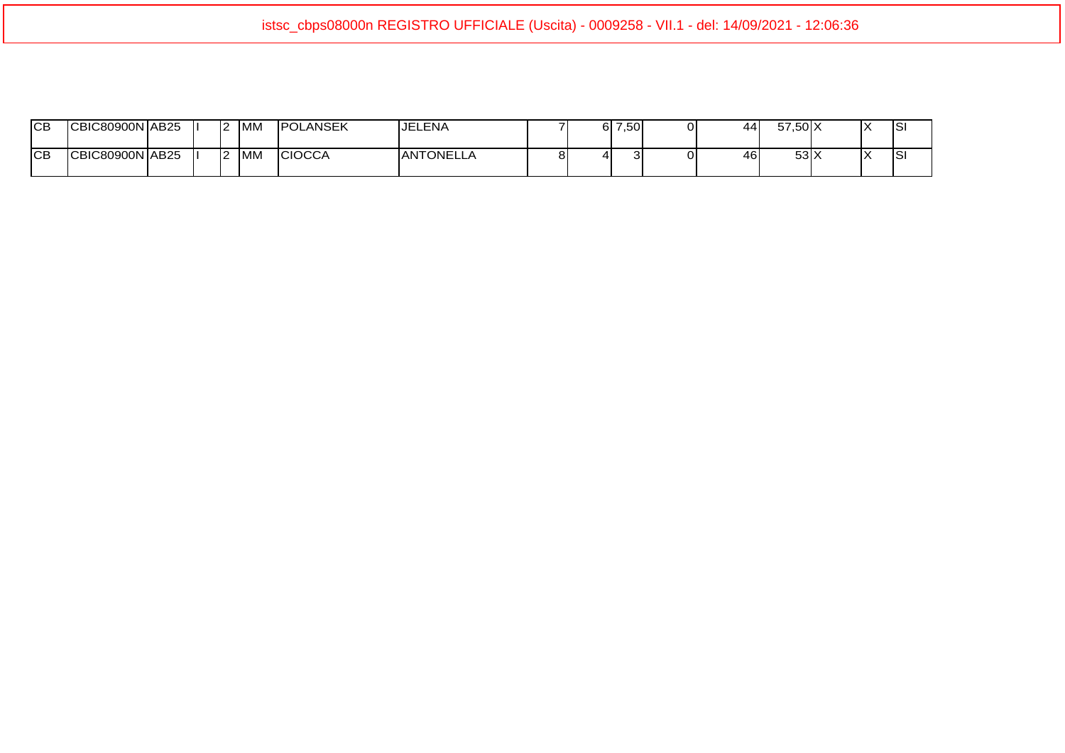| | | | | | | | | | | | | | | | | |
|---|---|---|---|---|---|---|---|---|---|---|---|---|---|---|---|---|
| CB | CBIC80900N | AB25 | I | 2 | MM | POLANSEK | JELENA | 7 | 6 | 7,50 | 0 | 44 | 57,50 | X | X | SI |
| CB | CBIC80900N | AB25 | I | 2 | MM | CIOCCA | ANTONELLA | 8 | 4 | 3 | 0 | 46 | 53 | X | X | SI |